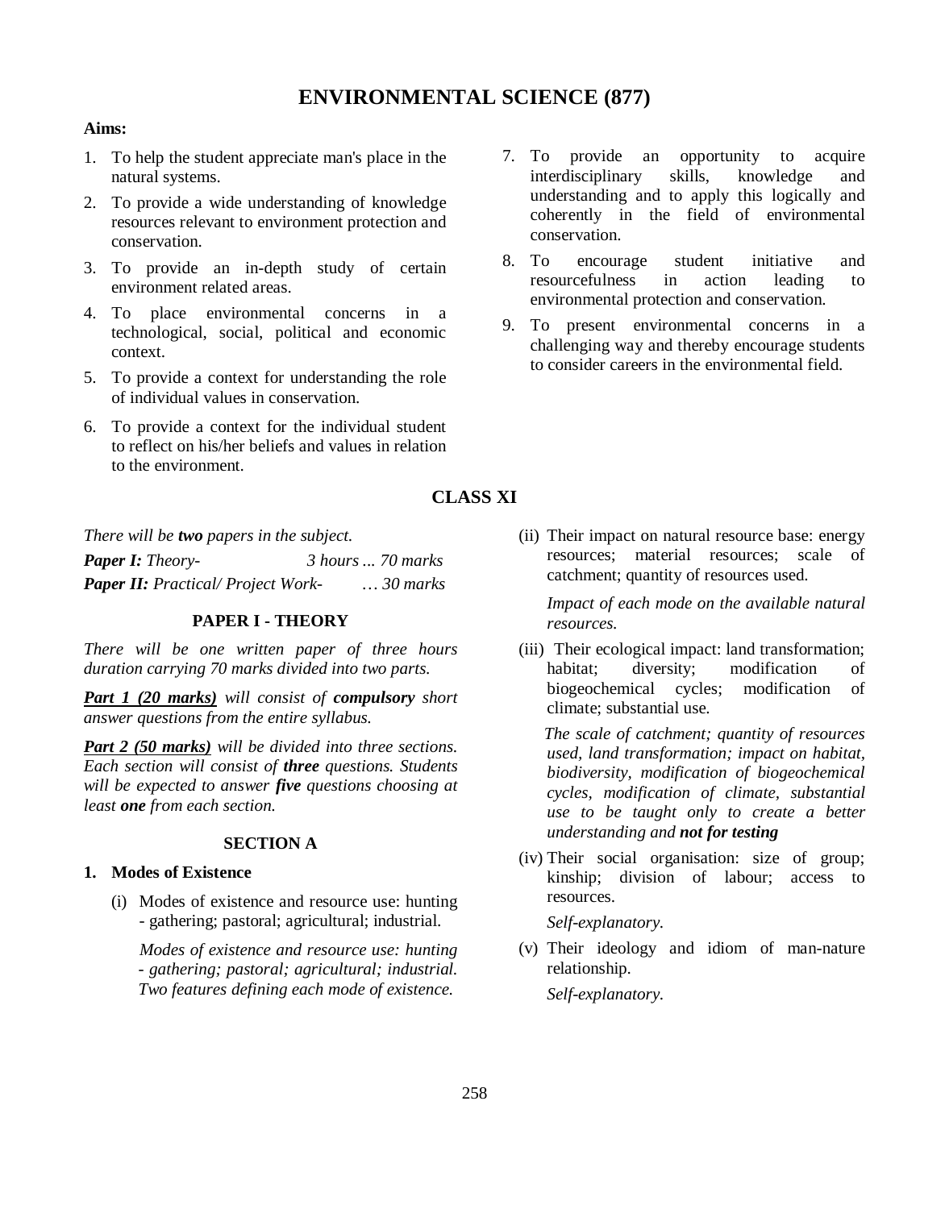# ENVIRONMENTAL SCIENCE (877)

**Aims:**

1. To help the student appreciate man's place in the natural systems.
2. To provide a wide understanding of knowledge resources relevant to environment protection and conservation.
3. To provide an in-depth study of certain environment related areas.
4. To place environmental concerns in a technological, social, political and economic context.
5. To provide a context for understanding the role of individual values in conservation.
6. To provide a context for the individual student to reflect on his/her beliefs and values in relation to the environment.
7. To provide an opportunity to acquire interdisciplinary skills, knowledge and understanding and to apply this logically and coherently in the field of environmental conservation.
8. To encourage student initiative and resourcefulness in action leading to environmental protection and conservation.
9. To present environmental concerns in a challenging way and thereby encourage students to consider careers in the environmental field.

## CLASS XI

*There will be **two** papers in the subject.*

***Paper I:** Theory- 3 hours ... 70 marks*

***Paper II:** Practical/ Project Work- … 30 marks*

### PAPER I - THEORY

*There will be one written paper of three hours duration carrying 70 marks divided into two parts.*

***Part 1 (20 marks)** will consist of **compulsory** short answer questions from the entire syllabus.*

***Part 2 (50 marks)** will be divided into three sections. Each section will consist of **three** questions. Students will be expected to answer **five** questions choosing at least **one** from each section.*

### SECTION A

**1. Modes of Existence**

(i) Modes of existence and resource use: hunting - gathering; pastoral; agricultural; industrial.

*Modes of existence and resource use: hunting - gathering; pastoral; agricultural; industrial. Two features defining each mode of existence.*

(ii) Their impact on natural resource base: energy resources; material resources; scale of catchment; quantity of resources used.

*Impact of each mode on the available natural resources.*

(iii) Their ecological impact: land transformation; habitat; diversity; modification of biogeochemical cycles; modification of climate; substantial use.

*The scale of catchment; quantity of resources used, land transformation; impact on habitat, biodiversity, modification of biogeochemical cycles, modification of climate, substantial use to be taught only to create a better understanding and **not for testing***

(iv) Their social organisation: size of group; kinship; division of labour; access to resources.

*Self-explanatory.*

(v) Their ideology and idiom of man-nature relationship.

*Self-explanatory.*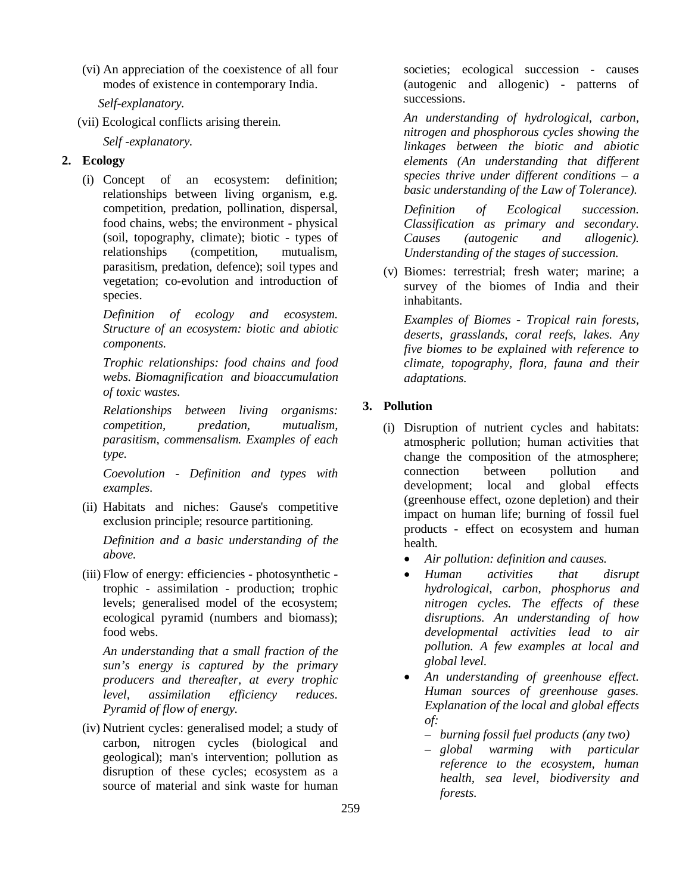(vi) An appreciation of the coexistence of all four modes of existence in contemporary India.

*Self-explanatory.*

(vii) Ecological conflicts arising therein.

*Self -explanatory.*

**2. Ecology**

(i) Concept of an ecosystem: definition; relationships between living organism, e.g. competition, predation, pollination, dispersal, food chains, webs; the environment - physical (soil, topography, climate); biotic - types of relationships (competition, mutualism, parasitism, predation, defence); soil types and vegetation; co-evolution and introduction of species.

*Definition of ecology and ecosystem. Structure of an ecosystem: biotic and abiotic components.*

*Trophic relationships: food chains and food webs. Biomagnification and bioaccumulation of toxic wastes.*

*Relationships between living organisms: competition, predation, mutualism, parasitism, commensalism. Examples of each type.*

*Coevolution - Definition and types with examples.*

(ii) Habitats and niches: Gause's competitive exclusion principle; resource partitioning.

*Definition and a basic understanding of the above.*

(iii) Flow of energy: efficiencies - photosynthetic - trophic - assimilation - production; trophic levels; generalised model of the ecosystem; ecological pyramid (numbers and biomass); food webs.

*An understanding that a small fraction of the sun's energy is captured by the primary producers and thereafter, at every trophic level, assimilation efficiency reduces. Pyramid of flow of energy.*

(iv) Nutrient cycles: generalised model; a study of carbon, nitrogen cycles (biological and geological); man's intervention; pollution as disruption of these cycles; ecosystem as a source of material and sink waste for human societies; ecological succession - causes (autogenic and allogenic) - patterns of successions.

*An understanding of hydrological, carbon, nitrogen and phosphorous cycles showing the linkages between the biotic and abiotic elements (An understanding that different species thrive under different conditions – a basic understanding of the Law of Tolerance).*

*Definition of Ecological succession. Classification as primary and secondary. Causes (autogenic and allogenic). Understanding of the stages of succession.*

(v) Biomes: terrestrial; fresh water; marine; a survey of the biomes of India and their inhabitants.

*Examples of Biomes - Tropical rain forests, deserts, grasslands, coral reefs, lakes. Any five biomes to be explained with reference to climate, topography, flora, fauna and their adaptations.*

**3. Pollution**

(i) Disruption of nutrient cycles and habitats: atmospheric pollution; human activities that change the composition of the atmosphere; connection between pollution and development; local and global effects (greenhouse effect, ozone depletion) and their impact on human life; burning of fossil fuel products - effect on ecosystem and human health.

- *Air pollution: definition and causes.*
- *Human activities that disrupt hydrological, carbon, phosphorus and nitrogen cycles. The effects of these disruptions. An understanding of how developmental activities lead to air pollution. A few examples at local and global level.*
- *An understanding of greenhouse effect. Human sources of greenhouse gases. Explanation of the local and global effects of:*
  - *burning fossil fuel products (any two)*
  - *global warming with particular reference to the ecosystem, human health, sea level, biodiversity and forests.*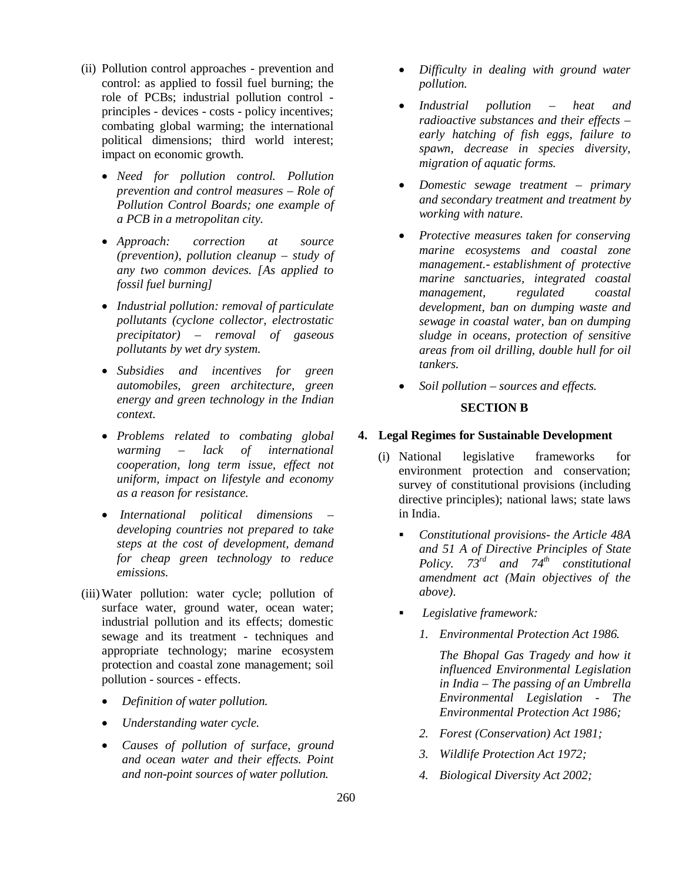(ii) Pollution control approaches - prevention and control: as applied to fossil fuel burning; the role of PCBs; industrial pollution control - principles - devices - costs - policy incentives; combating global warming; the international political dimensions; third world interest; impact on economic growth.

- *Need for pollution control. Pollution prevention and control measures – Role of Pollution Control Boards; one example of a PCB in a metropolitan city.*
- *Approach: correction at source (prevention), pollution cleanup – study of any two common devices. [As applied to fossil fuel burning]*
- *Industrial pollution: removal of particulate pollutants (cyclone collector, electrostatic precipitator) – removal of gaseous pollutants by wet dry system.*
- *Subsidies and incentives for green automobiles, green architecture, green energy and green technology in the Indian context.*
- *Problems related to combating global warming – lack of international cooperation, long term issue, effect not uniform, impact on lifestyle and economy as a reason for resistance.*
- *International political dimensions – developing countries not prepared to take steps at the cost of development, demand for cheap green technology to reduce emissions.*

(iii) Water pollution: water cycle; pollution of surface water, ground water, ocean water; industrial pollution and its effects; domestic sewage and its treatment - techniques and appropriate technology; marine ecosystem protection and coastal zone management; soil pollution - sources - effects.

- *Definition of water pollution.*
- *Understanding water cycle.*
- *Causes of pollution of surface, ground and ocean water and their effects. Point and non-point sources of water pollution.*
- *Difficulty in dealing with ground water pollution.*
- *Industrial pollution – heat and radioactive substances and their effects – early hatching of fish eggs, failure to spawn, decrease in species diversity, migration of aquatic forms.*
- *Domestic sewage treatment – primary and secondary treatment and treatment by working with nature.*
- *Protective measures taken for conserving marine ecosystems and coastal zone management.- establishment of protective marine sanctuaries, integrated coastal management, regulated coastal development, ban on dumping waste and sewage in coastal water, ban on dumping sludge in oceans, protection of sensitive areas from oil drilling, double hull for oil tankers.*
- *Soil pollution – sources and effects.*

## SECTION B

### 4. Legal Regimes for Sustainable Development

(i) National legislative frameworks for environment protection and conservation; survey of constitutional provisions (including directive principles); national laws; state laws in India.

- *Constitutional provisions- the Article 48A and 51 A of Directive Principles of State Policy. 73rd and 74th constitutional amendment act (Main objectives of the above).*
- *Legislative framework:*
  1. *Environmental Protection Act 1986.*

     *The Bhopal Gas Tragedy and how it influenced Environmental Legislation in India – The passing of an Umbrella Environmental Legislation - The Environmental Protection Act 1986;*
  2. *Forest (Conservation) Act 1981;*
  3. *Wildlife Protection Act 1972;*
  4. *Biological Diversity Act 2002;*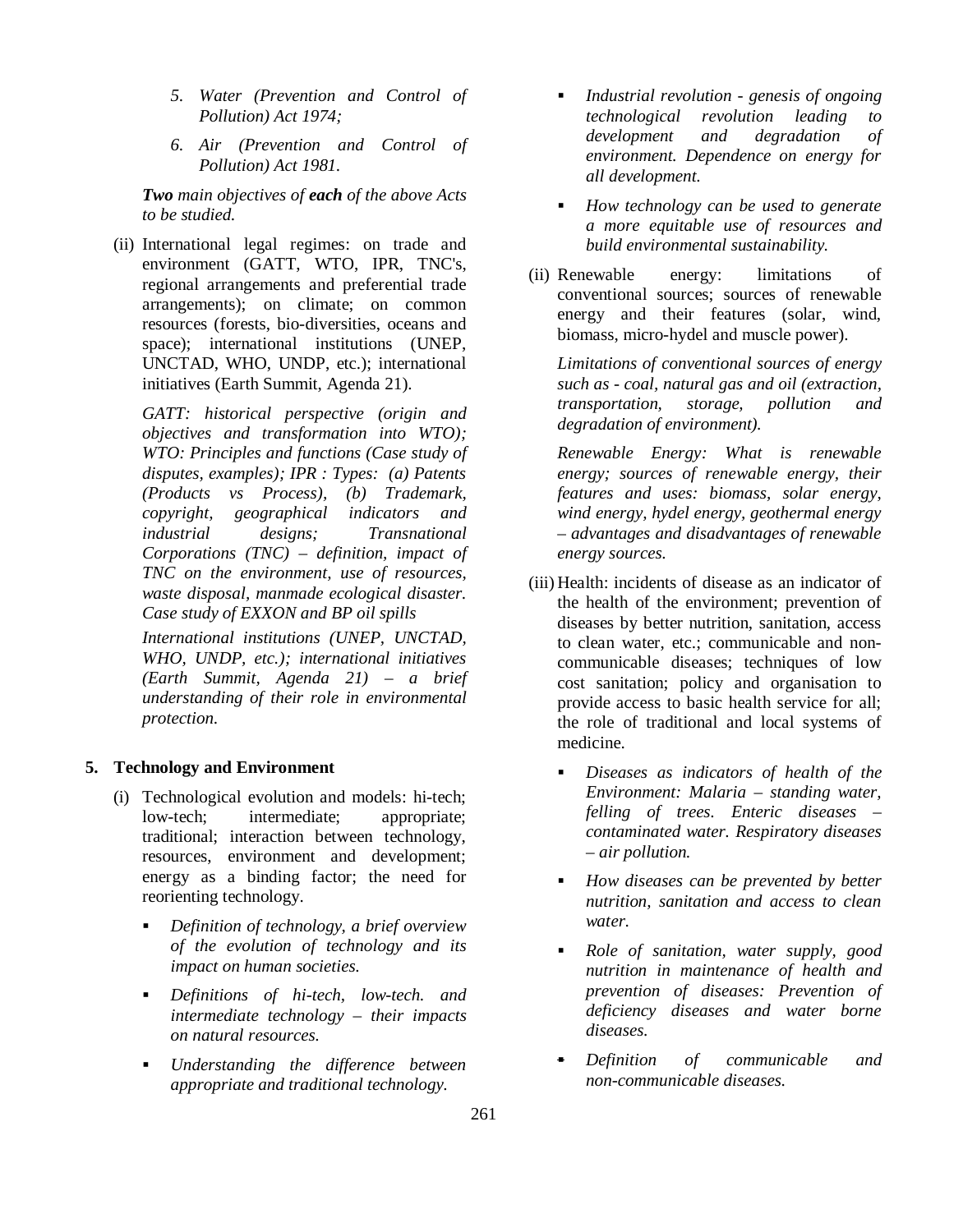5. *Water (Prevention and Control of Pollution) Act 1974;*

6. *Air (Prevention and Control of Pollution) Act 1981.*

***Two*** *main objectives of* ***each*** *of the above Acts to be studied.*

(ii) International legal regimes: on trade and environment (GATT, WTO, IPR, TNC's, regional arrangements and preferential trade arrangements); on climate; on common resources (forests, bio-diversities, oceans and space); international institutions (UNEP, UNCTAD, WHO, UNDP, etc.); international initiatives (Earth Summit, Agenda 21).

*GATT: historical perspective (origin and objectives and transformation into WTO); WTO: Principles and functions (Case study of disputes, examples); IPR : Types: (a) Patents (Products vs Process), (b) Trademark, copyright, geographical indicators and industrial designs; Transnational Corporations (TNC) – definition, impact of TNC on the environment, use of resources, waste disposal, manmade ecological disaster. Case study of EXXON and BP oil spills*

*International institutions (UNEP, UNCTAD, WHO, UNDP, etc.); international initiatives (Earth Summit, Agenda 21) – a brief understanding of their role in environmental protection.*

## 5. Technology and Environment

(i) Technological evolution and models: hi-tech; low-tech; intermediate; appropriate; traditional; interaction between technology, resources, environment and development; energy as a binding factor; the need for reorienting technology.

- *Definition of technology, a brief overview of the evolution of technology and its impact on human societies.*
- *Definitions of hi-tech, low-tech. and intermediate technology – their impacts on natural resources.*
- *Understanding the difference between appropriate and traditional technology.*
- *Industrial revolution - genesis of ongoing technological revolution leading to development and degradation of environment. Dependence on energy for all development.*
- *How technology can be used to generate a more equitable use of resources and build environmental sustainability.*

(ii) Renewable energy: limitations of conventional sources; sources of renewable energy and their features (solar, wind, biomass, micro-hydel and muscle power).

*Limitations of conventional sources of energy such as - coal, natural gas and oil (extraction, transportation, storage, pollution and degradation of environment).*

*Renewable Energy: What is renewable energy; sources of renewable energy, their features and uses: biomass, solar energy, wind energy, hydel energy, geothermal energy – advantages and disadvantages of renewable energy sources.*

(iii) Health: incidents of disease as an indicator of the health of the environment; prevention of diseases by better nutrition, sanitation, access to clean water, etc.; communicable and non-communicable diseases; techniques of low cost sanitation; policy and organisation to provide access to basic health service for all; the role of traditional and local systems of medicine.

- *Diseases as indicators of health of the Environment: Malaria – standing water, felling of trees. Enteric diseases – contaminated water. Respiratory diseases – air pollution.*
- *How diseases can be prevented by better nutrition, sanitation and access to clean water.*
- *Role of sanitation, water supply, good nutrition in maintenance of health and prevention of diseases: Prevention of deficiency diseases and water borne diseases.*
- *Definition of communicable and non-communicable diseases.*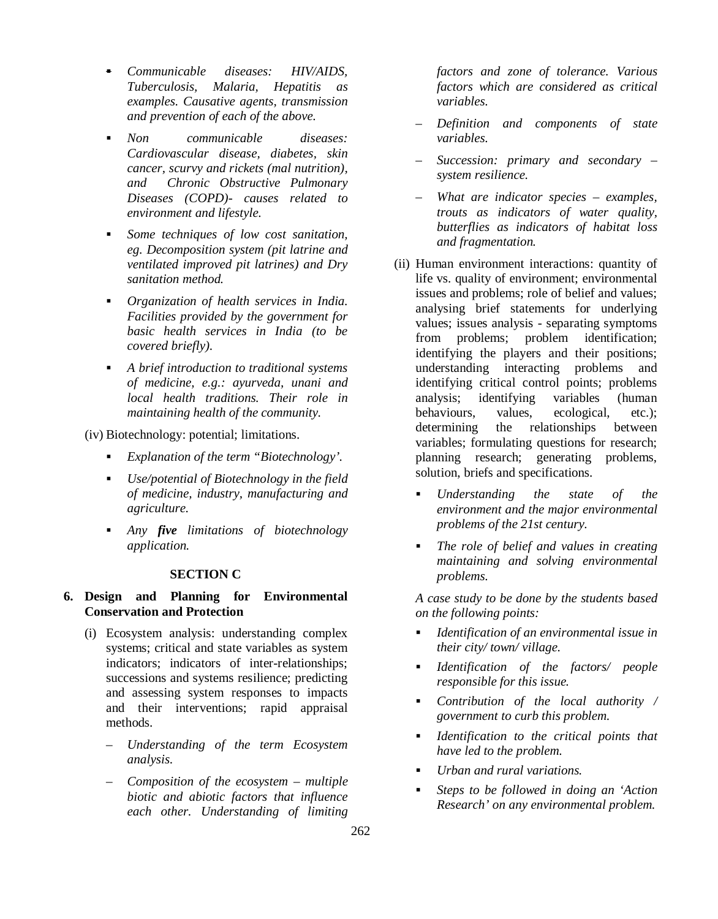- *Communicable diseases: HIV/AIDS, Tuberculosis, Malaria, Hepatitis as examples. Causative agents, transmission and prevention of each of the above.*
- *Non communicable diseases: Cardiovascular disease, diabetes, skin cancer, scurvy and rickets (mal nutrition), and Chronic Obstructive Pulmonary Diseases (COPD)- causes related to environment and lifestyle.*
- *Some techniques of low cost sanitation, eg. Decomposition system (pit latrine and ventilated improved pit latrines) and Dry sanitation method.*
- *Organization of health services in India. Facilities provided by the government for basic health services in India (to be covered briefly).*
- *A brief introduction to traditional systems of medicine, e.g.: ayurveda, unani and local health traditions. Their role in maintaining health of the community.*

(iv) Biotechnology: potential; limitations.

- *Explanation of the term "Biotechnology'.*
- *Use/potential of Biotechnology in the field of medicine, industry, manufacturing and agriculture.*
- *Any **five** limitations of biotechnology application.*

### SECTION C

**6. Design and Planning for Environmental Conservation and Protection**

(i) Ecosystem analysis: understanding complex systems; critical and state variables as system indicators; indicators of inter-relationships; successions and systems resilience; predicting and assessing system responses to impacts and their interventions; rapid appraisal methods.

– *Understanding of the term Ecosystem analysis.*

– *Composition of the ecosystem – multiple biotic and abiotic factors that influence each other. Understanding of limiting factors and zone of tolerance. Various factors which are considered as critical variables.*

– *Definition and components of state variables.*

– *Succession: primary and secondary – system resilience.*

– *What are indicator species – examples, trouts as indicators of water quality, butterflies as indicators of habitat loss and fragmentation.*

(ii) Human environment interactions: quantity of life vs. quality of environment; environmental issues and problems; role of belief and values; analysing brief statements for underlying values; issues analysis - separating symptoms from problems; problem identification; identifying the players and their positions; understanding interacting problems and identifying critical control points; problems analysis; identifying variables (human behaviours, values, ecological, etc.); determining the relationships between variables; formulating questions for research; planning research; generating problems, solution, briefs and specifications.

- *Understanding the state of the environment and the major environmental problems of the 21st century.*
- *The role of belief and values in creating maintaining and solving environmental problems.*

*A case study to be done by the students based on the following points:*

- *Identification of an environmental issue in their city/ town/ village.*
- *Identification of the factors/ people responsible for this issue.*
- *Contribution of the local authority / government to curb this problem.*
- *Identification to the critical points that have led to the problem.*
- *Urban and rural variations.*
- *Steps to be followed in doing an 'Action Research' on any environmental problem.*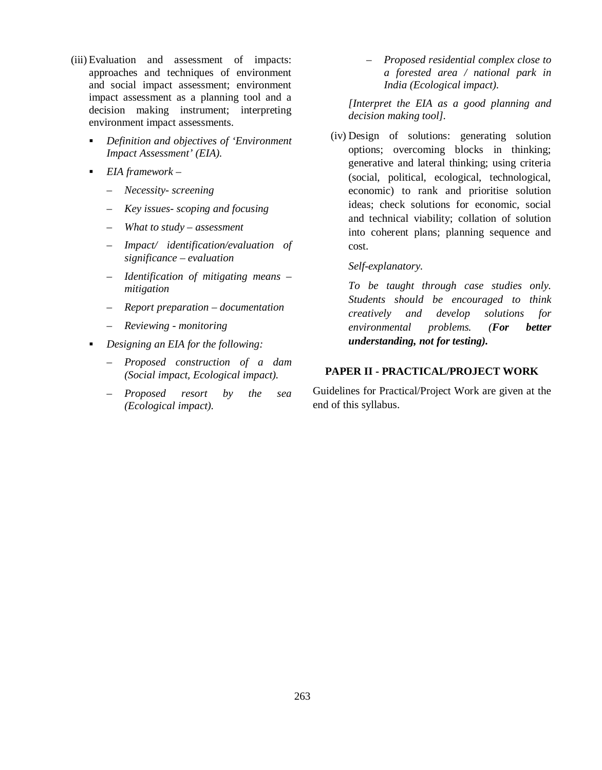(iii) Evaluation and assessment of impacts: approaches and techniques of environment and social impact assessment; environment impact assessment as a planning tool and a decision making instrument; interpreting environment impact assessments.

- *Definition and objectives of 'Environment Impact Assessment' (EIA).*
- *EIA framework –*
  - *Necessity- screening*
  - *Key issues- scoping and focusing*
  - *What to study – assessment*
  - *Impact/ identification/evaluation of significance – evaluation*
  - *Identification of mitigating means – mitigation*
  - *Report preparation – documentation*
  - *Reviewing - monitoring*
- *Designing an EIA for the following:*
  - *Proposed construction of a dam (Social impact, Ecological impact).*
  - *Proposed resort by the sea (Ecological impact).*
  - *Proposed residential complex close to a forested area / national park in India (Ecological impact).*

*[Interpret the EIA as a good planning and decision making tool].*

(iv) Design of solutions: generating solution options; overcoming blocks in thinking; generative and lateral thinking; using criteria (social, political, ecological, technological, economic) to rank and prioritise solution ideas; check solutions for economic, social and technical viability; collation of solution into coherent plans; planning sequence and cost.

*Self-explanatory.*

*To be taught through case studies only. Students should be encouraged to think creatively and develop solutions for environmental problems.* ***(For better understanding, not for testing).***

## PAPER II - PRACTICAL/PROJECT WORK

Guidelines for Practical/Project Work are given at the end of this syllabus.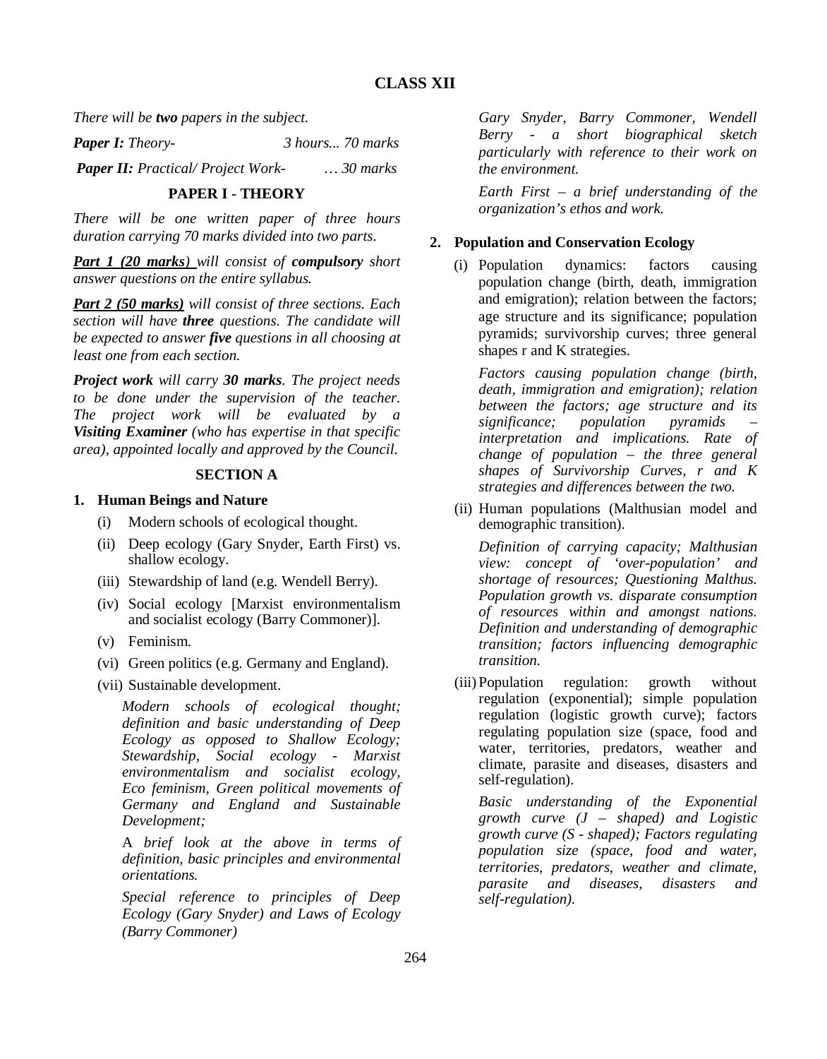## CLASS XII

*There will be **two** papers in the subject.*

***Paper I:** Theory- 3 hours... 70 marks*

***Paper II:** Practical/ Project Work- … 30 marks*

### PAPER I - THEORY

*There will be one written paper of three hours duration carrying 70 marks divided into two parts.*

***Part 1 (20 marks)** will consist of **compulsory** short answer questions on the entire syllabus.*

***Part 2 (50 marks)** will consist of three sections. Each section will have **three** questions. The candidate will be expected to answer **five** questions in all choosing at least one from each section.*

***Project work** will carry **30 marks**. The project needs to be done under the supervision of the teacher. The project work will be evaluated by a **Visiting Examiner** (who has expertise in that specific area), appointed locally and approved by the Council.*

### SECTION A

**1. Human Beings and Nature**

(i) Modern schools of ecological thought.

(ii) Deep ecology (Gary Snyder, Earth First) vs. shallow ecology.

(iii) Stewardship of land (e.g. Wendell Berry).

(iv) Social ecology [Marxist environmentalism and socialist ecology (Barry Commoner)].

(v) Feminism.

(vi) Green politics (e.g. Germany and England).

(vii) Sustainable development.

*Modern schools of ecological thought; definition and basic understanding of Deep Ecology as opposed to Shallow Ecology; Stewardship, Social ecology - Marxist environmentalism and socialist ecology, Eco feminism, Green political movements of Germany and England and Sustainable Development;*

A *brief look at the above in terms of definition, basic principles and environmental orientations.*

*Special reference to principles of Deep Ecology (Gary Snyder) and Laws of Ecology (Barry Commoner)*

*Gary Snyder, Barry Commoner, Wendell Berry - a short biographical sketch particularly with reference to their work on the environment.*

*Earth First – a brief understanding of the organization's ethos and work.*

**2. Population and Conservation Ecology**

(i) Population dynamics: factors causing population change (birth, death, immigration and emigration); relation between the factors; age structure and its significance; population pyramids; survivorship curves; three general shapes r and K strategies.

*Factors causing population change (birth, death, immigration and emigration); relation between the factors; age structure and its significance; population pyramids – interpretation and implications. Rate of change of population – the three general shapes of Survivorship Curves, r and K strategies and differences between the two.*

(ii) Human populations (Malthusian model and demographic transition).

*Definition of carrying capacity; Malthusian view: concept of 'over-population' and shortage of resources; Questioning Malthus. Population growth vs. disparate consumption of resources within and amongst nations. Definition and understanding of demographic transition; factors influencing demographic transition.*

(iii) Population regulation: growth without regulation (exponential); simple population regulation (logistic growth curve); factors regulating population size (space, food and water, territories, predators, weather and climate, parasite and diseases, disasters and self-regulation).

*Basic understanding of the Exponential growth curve (J – shaped) and Logistic growth curve (S - shaped); Factors regulating population size (space, food and water, territories, predators, weather and climate, parasite and diseases, disasters and self-regulation).*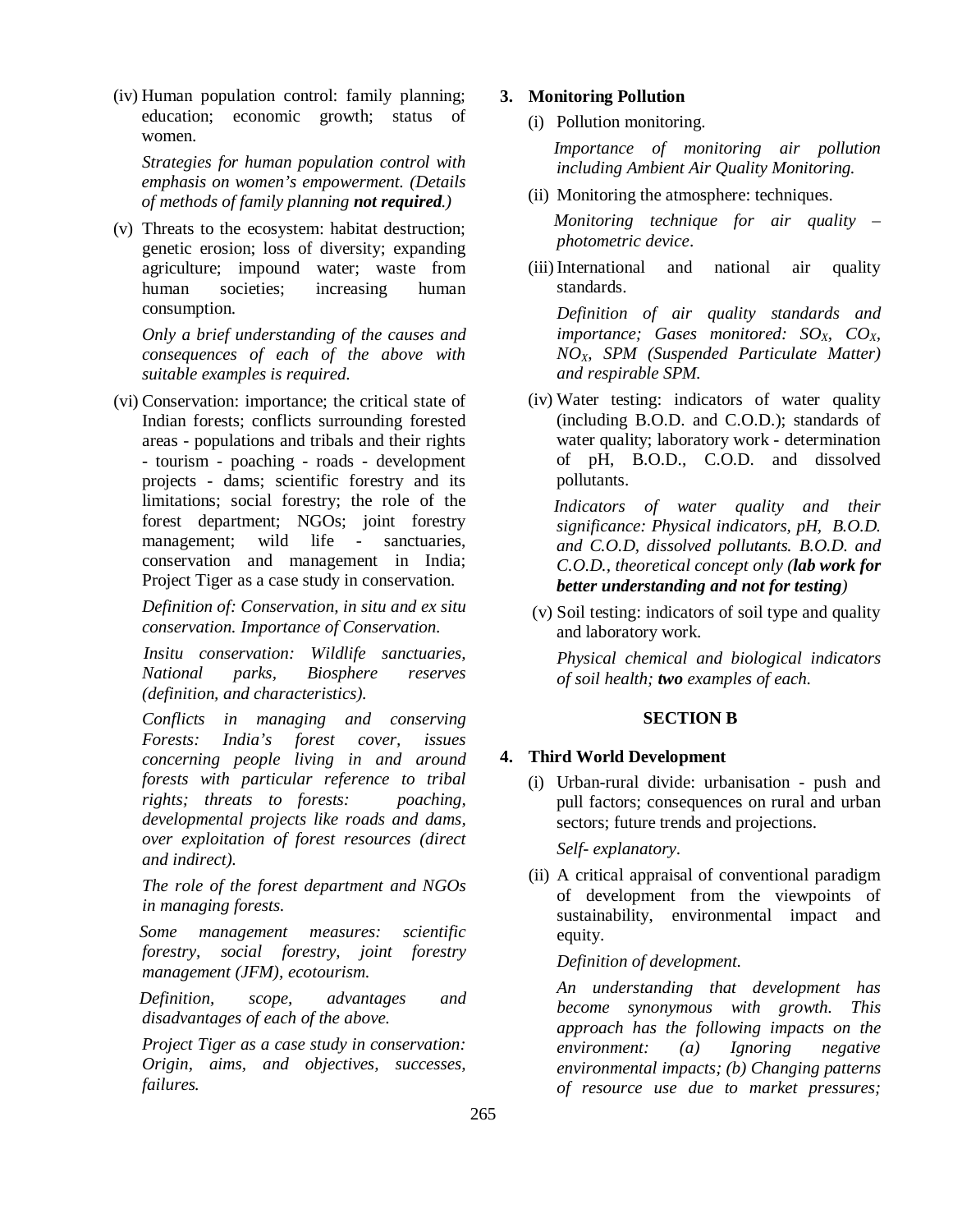(iv) Human population control: family planning; education; economic growth; status of women.

*Strategies for human population control with emphasis on women's empowerment. (Details of methods of family planning* ***not required****.)*

(v) Threats to the ecosystem: habitat destruction; genetic erosion; loss of diversity; expanding agriculture; impound water; waste from human societies; increasing human consumption.

*Only a brief understanding of the causes and consequences of each of the above with suitable examples is required.*

(vi) Conservation: importance; the critical state of Indian forests; conflicts surrounding forested areas - populations and tribals and their rights - tourism - poaching - roads - development projects - dams; scientific forestry and its limitations; social forestry; the role of the forest department; NGOs; joint forestry management; wild life - sanctuaries, conservation and management in India; Project Tiger as a case study in conservation.

*Definition of: Conservation, in situ and ex situ conservation. Importance of Conservation.*

*Insitu conservation: Wildlife sanctuaries, National parks, Biosphere reserves (definition, and characteristics).*

*Conflicts in managing and conserving Forests: India's forest cover, issues concerning people living in and around forests with particular reference to tribal rights; threats to forests: poaching, developmental projects like roads and dams, over exploitation of forest resources (direct and indirect).*

*The role of the forest department and NGOs in managing forests.*

*Some management measures: scientific forestry, social forestry, joint forestry management (JFM), ecotourism.*

*Definition, scope, advantages and disadvantages of each of the above.*

*Project Tiger as a case study in conservation: Origin, aims, and objectives, successes, failures.*

**3. Monitoring Pollution**

(i) Pollution monitoring.

*Importance of monitoring air pollution including Ambient Air Quality Monitoring.*

(ii) Monitoring the atmosphere: techniques.

*Monitoring technique for air quality – photometric device.*

(iii) International and national air quality standards.

*Definition of air quality standards and importance; Gases monitored: $SO_X$, $CO_X$, $NO_X$, SPM (Suspended Particulate Matter) and respirable SPM.*

(iv) Water testing: indicators of water quality (including B.O.D. and C.O.D.); standards of water quality; laboratory work - determination of pH, B.O.D., C.O.D. and dissolved pollutants.

*Indicators of water quality and their significance: Physical indicators, pH, B.O.D. and C.O.D, dissolved pollutants. B.O.D. and C.O.D., theoretical concept only (****lab work for better understanding and not for testing****)*

(v) Soil testing: indicators of soil type and quality and laboratory work.

*Physical chemical and biological indicators of soil health;* ***two*** *examples of each.*

## SECTION B

**4. Third World Development**

(i) Urban-rural divide: urbanisation - push and pull factors; consequences on rural and urban sectors; future trends and projections.

*Self- explanatory.*

(ii) A critical appraisal of conventional paradigm of development from the viewpoints of sustainability, environmental impact and equity.

*Definition of development.*

*An understanding that development has become synonymous with growth. This approach has the following impacts on the environment: (a) Ignoring negative environmental impacts; (b) Changing patterns of resource use due to market pressures;*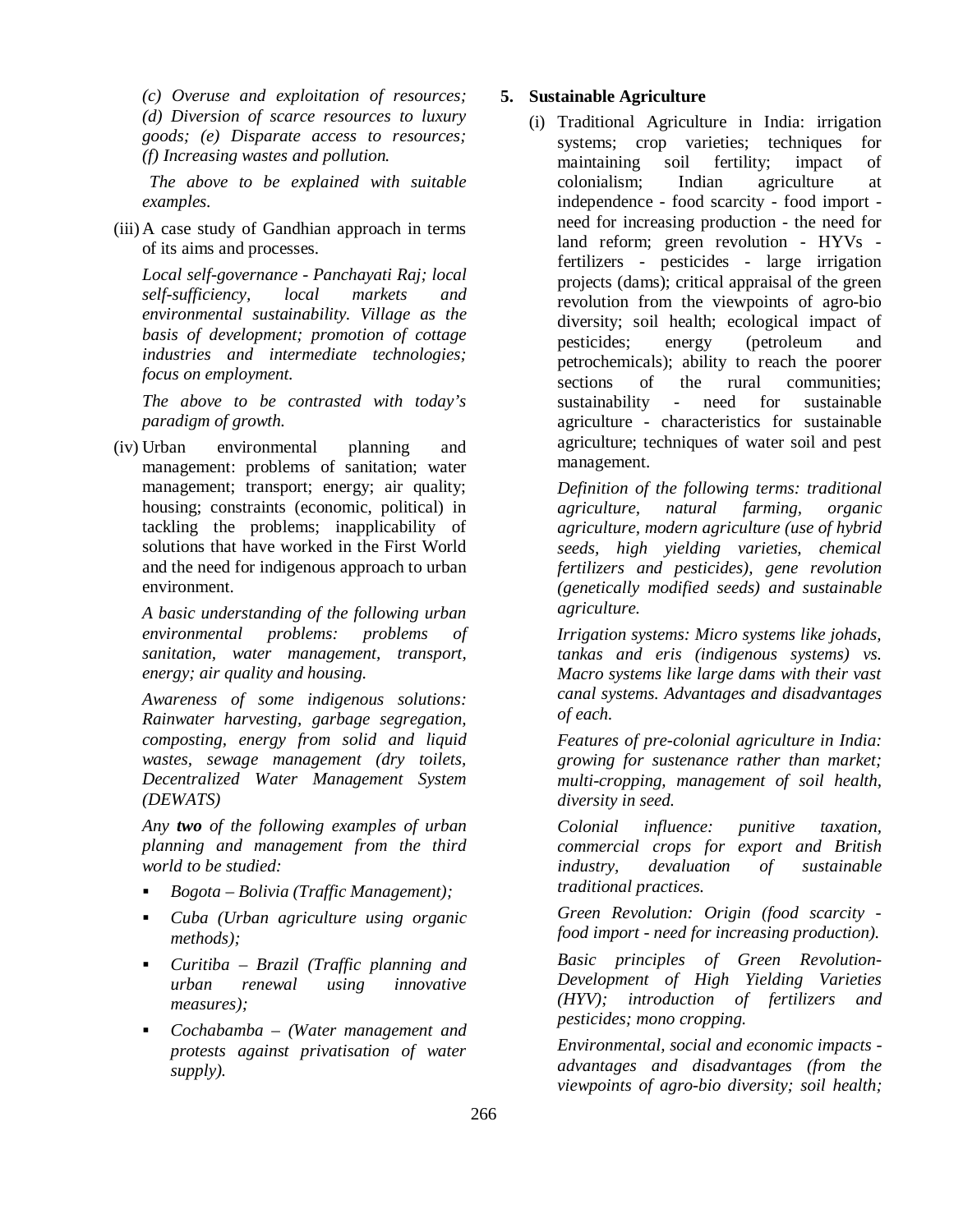*(c) Overuse and exploitation of resources; (d) Diversion of scarce resources to luxury goods; (e) Disparate access to resources; (f) Increasing wastes and pollution.*

*The above to be explained with suitable examples.*

(iii) A case study of Gandhian approach in terms of its aims and processes.

*Local self-governance - Panchayati Raj; local self-sufficiency, local markets and environmental sustainability. Village as the basis of development; promotion of cottage industries and intermediate technologies; focus on employment.*

*The above to be contrasted with today's paradigm of growth.*

(iv) Urban environmental planning and management: problems of sanitation; water management; transport; energy; air quality; housing; constraints (economic, political) in tackling the problems; inapplicability of solutions that have worked in the First World and the need for indigenous approach to urban environment.

*A basic understanding of the following urban environmental problems: problems of sanitation, water management, transport, energy; air quality and housing.*

*Awareness of some indigenous solutions: Rainwater harvesting, garbage segregation, composting, energy from solid and liquid wastes, sewage management (dry toilets, Decentralized Water Management System (DEWATS)*

*Any **two** of the following examples of urban planning and management from the third world to be studied:*

- *Bogota – Bolivia (Traffic Management);*
- *Cuba (Urban agriculture using organic methods);*
- *Curitiba – Brazil (Traffic planning and urban renewal using innovative measures);*
- *Cochabamba – (Water management and protests against privatisation of water supply).*

**5. Sustainable Agriculture**

(i) Traditional Agriculture in India: irrigation systems; crop varieties; techniques for maintaining soil fertility; impact of colonialism; Indian agriculture at independence - food scarcity - food import - need for increasing production - the need for land reform; green revolution - HYVs - fertilizers - pesticides - large irrigation projects (dams); critical appraisal of the green revolution from the viewpoints of agro-bio diversity; soil health; ecological impact of pesticides; energy (petroleum and petrochemicals); ability to reach the poorer sections of the rural communities; sustainability - need for sustainable agriculture - characteristics for sustainable agriculture; techniques of water soil and pest management.

*Definition of the following terms: traditional agriculture, natural farming, organic agriculture, modern agriculture (use of hybrid seeds, high yielding varieties, chemical fertilizers and pesticides), gene revolution (genetically modified seeds) and sustainable agriculture.*

*Irrigation systems: Micro systems like johads, tankas and eris (indigenous systems) vs. Macro systems like large dams with their vast canal systems. Advantages and disadvantages of each.*

*Features of pre-colonial agriculture in India: growing for sustenance rather than market; multi-cropping, management of soil health, diversity in seed.*

*Colonial influence: punitive taxation, commercial crops for export and British industry, devaluation of sustainable traditional practices.*

*Green Revolution: Origin (food scarcity - food import - need for increasing production).*

*Basic principles of Green Revolution- Development of High Yielding Varieties (HYV); introduction of fertilizers and pesticides; mono cropping.*

*Environmental, social and economic impacts - advantages and disadvantages (from the viewpoints of agro-bio diversity; soil health;*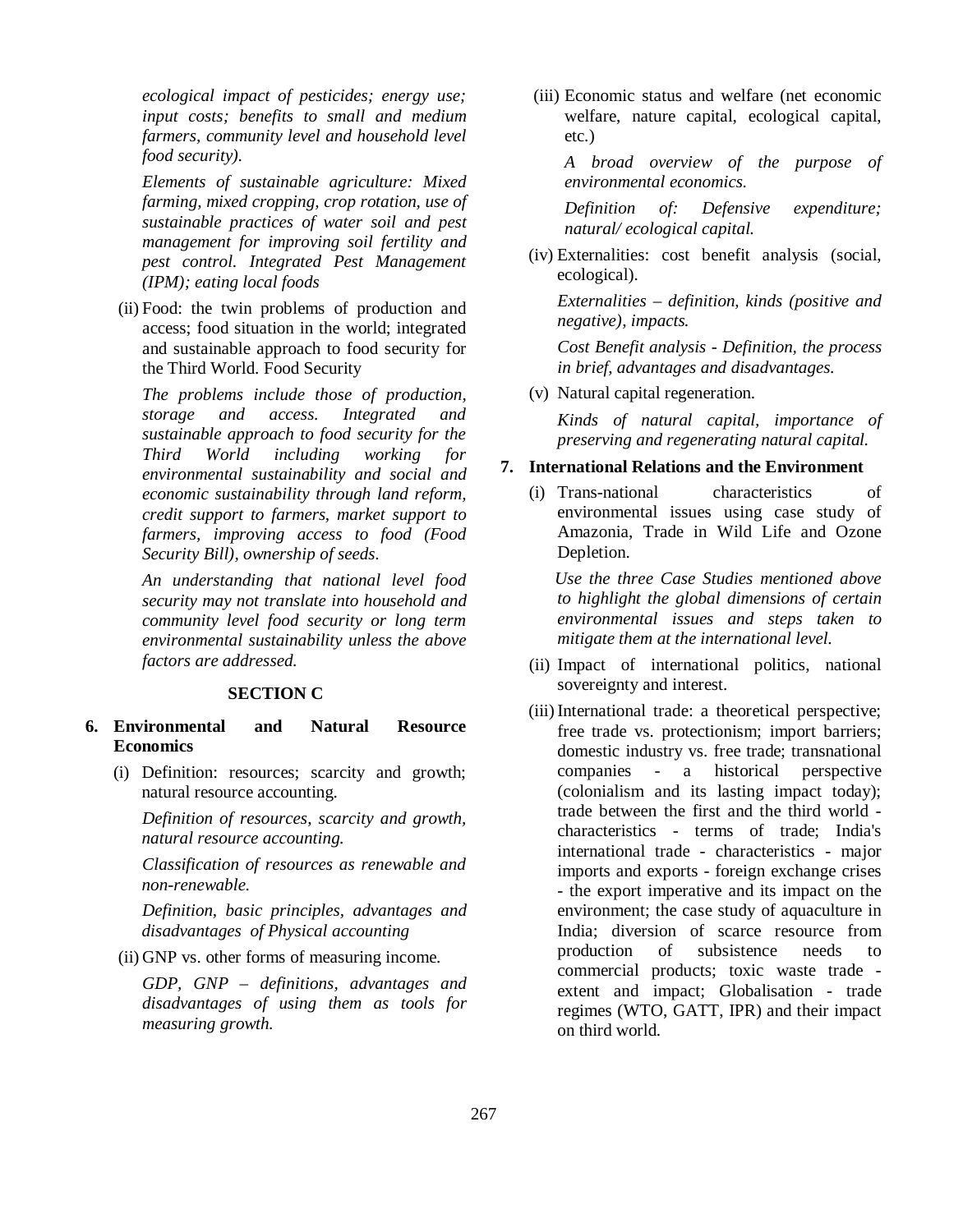*ecological impact of pesticides; energy use; input costs; benefits to small and medium farmers, community level and household level food security).*

*Elements of sustainable agriculture: Mixed farming, mixed cropping, crop rotation, use of sustainable practices of water soil and pest management for improving soil fertility and pest control. Integrated Pest Management (IPM); eating local foods*

(ii) Food: the twin problems of production and access; food situation in the world; integrated and sustainable approach to food security for the Third World. Food Security

*The problems include those of production, storage and access. Integrated and sustainable approach to food security for the Third World including working for environmental sustainability and social and economic sustainability through land reform, credit support to farmers, market support to farmers, improving access to food (Food Security Bill), ownership of seeds.*

*An understanding that national level food security may not translate into household and community level food security or long term environmental sustainability unless the above factors are addressed.*

### SECTION C

**6. Environmental and Natural Resource Economics**

(i) Definition: resources; scarcity and growth; natural resource accounting.

*Definition of resources, scarcity and growth, natural resource accounting.*

*Classification of resources as renewable and non-renewable.*

*Definition, basic principles, advantages and disadvantages of Physical accounting*

(ii) GNP vs. other forms of measuring income.

*GDP, GNP – definitions, advantages and disadvantages of using them as tools for measuring growth.*

(iii) Economic status and welfare (net economic welfare, nature capital, ecological capital, etc.)

*A broad overview of the purpose of environmental economics.*

*Definition of: Defensive expenditure; natural/ ecological capital.*

(iv) Externalities: cost benefit analysis (social, ecological).

*Externalities – definition, kinds (positive and negative), impacts.*

*Cost Benefit analysis - Definition, the process in brief, advantages and disadvantages.*

(v) Natural capital regeneration.

*Kinds of natural capital, importance of preserving and regenerating natural capital.*

**7. International Relations and the Environment**

(i) Trans-national characteristics of environmental issues using case study of Amazonia, Trade in Wild Life and Ozone Depletion.

*Use the three Case Studies mentioned above to highlight the global dimensions of certain environmental issues and steps taken to mitigate them at the international level.*

(ii) Impact of international politics, national sovereignty and interest.

(iii) International trade: a theoretical perspective; free trade vs. protectionism; import barriers; domestic industry vs. free trade; transnational companies - a historical perspective (colonialism and its lasting impact today); trade between the first and the third world - characteristics - terms of trade; India's international trade - characteristics - major imports and exports - foreign exchange crises - the export imperative and its impact on the environment; the case study of aquaculture in India; diversion of scarce resource from production of subsistence needs to commercial products; toxic waste trade - extent and impact; Globalisation - trade regimes (WTO, GATT, IPR) and their impact on third world.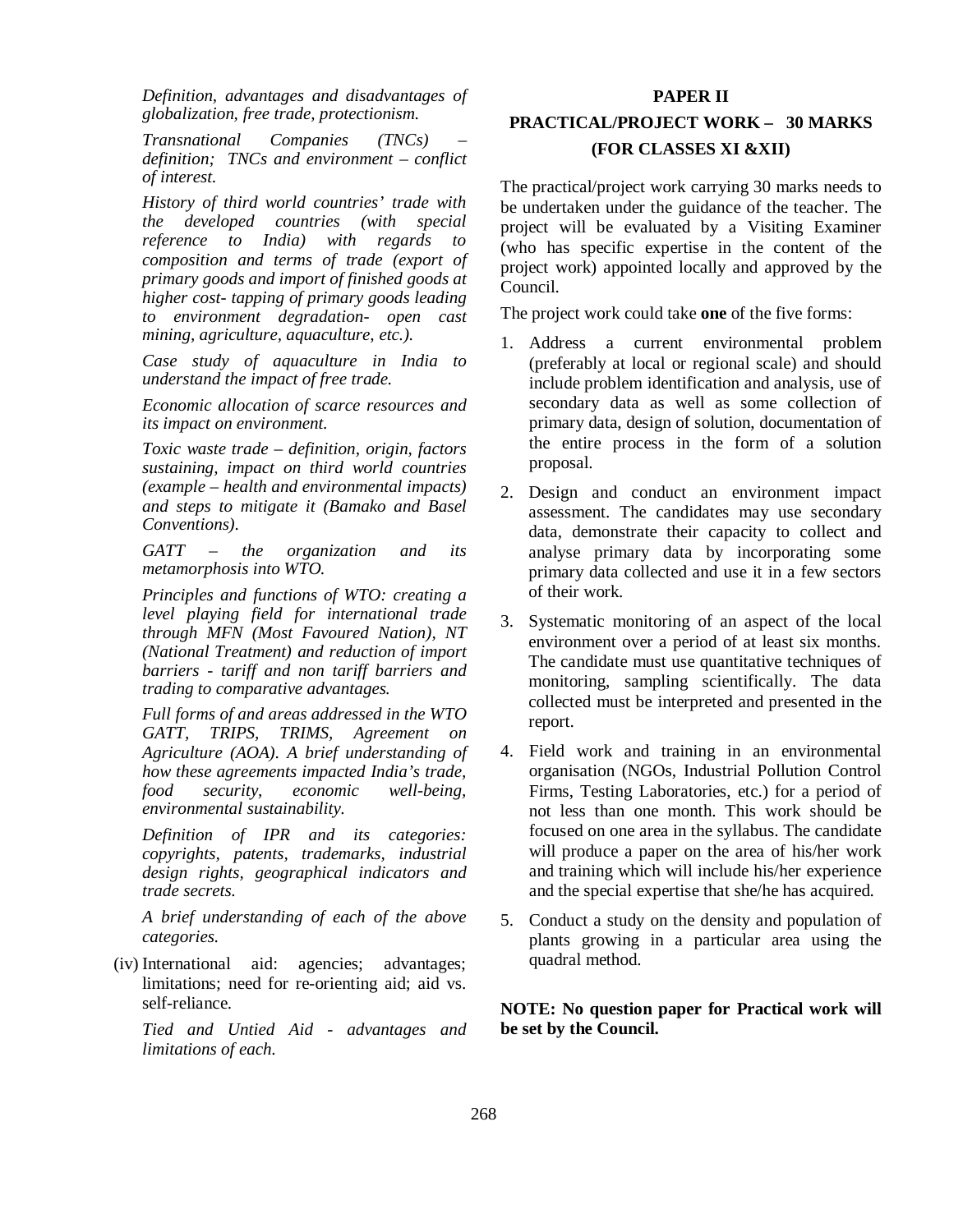*Definition, advantages and disadvantages of globalization, free trade, protectionism.*

*Transnational Companies (TNCs) – definition; TNCs and environment – conflict of interest.*

*History of third world countries' trade with the developed countries (with special reference to India) with regards to composition and terms of trade (export of primary goods and import of finished goods at higher cost- tapping of primary goods leading to environment degradation- open cast mining, agriculture, aquaculture, etc.).*

*Case study of aquaculture in India to understand the impact of free trade.*

*Economic allocation of scarce resources and its impact on environment.*

*Toxic waste trade – definition, origin, factors sustaining, impact on third world countries (example – health and environmental impacts) and steps to mitigate it (Bamako and Basel Conventions).*

*GATT – the organization and its metamorphosis into WTO.*

*Principles and functions of WTO: creating a level playing field for international trade through MFN (Most Favoured Nation), NT (National Treatment) and reduction of import barriers - tariff and non tariff barriers and trading to comparative advantages.*

*Full forms of and areas addressed in the WTO GATT, TRIPS, TRIMS, Agreement on Agriculture (AOA). A brief understanding of how these agreements impacted India's trade, food security, economic well-being, environmental sustainability.*

*Definition of IPR and its categories: copyrights, patents, trademarks, industrial design rights, geographical indicators and trade secrets.*

*A brief understanding of each of the above categories.*

(iv) International aid: agencies; advantages; limitations; need for re-orienting aid; aid vs. self-reliance.

*Tied and Untied Aid - advantages and limitations of each.*

## PAPER II

## PRACTICAL/PROJECT WORK – 30 MARKS (FOR CLASSES XI &XII)

The practical/project work carrying 30 marks needs to be undertaken under the guidance of the teacher. The project will be evaluated by a Visiting Examiner (who has specific expertise in the content of the project work) appointed locally and approved by the Council.

The project work could take **one** of the five forms:

1. Address a current environmental problem (preferably at local or regional scale) and should include problem identification and analysis, use of secondary data as well as some collection of primary data, design of solution, documentation of the entire process in the form of a solution proposal.
2. Design and conduct an environment impact assessment. The candidates may use secondary data, demonstrate their capacity to collect and analyse primary data by incorporating some primary data collected and use it in a few sectors of their work.
3. Systematic monitoring of an aspect of the local environment over a period of at least six months. The candidate must use quantitative techniques of monitoring, sampling scientifically. The data collected must be interpreted and presented in the report.
4. Field work and training in an environmental organisation (NGOs, Industrial Pollution Control Firms, Testing Laboratories, etc.) for a period of not less than one month. This work should be focused on one area in the syllabus. The candidate will produce a paper on the area of his/her work and training which will include his/her experience and the special expertise that she/he has acquired.
5. Conduct a study on the density and population of plants growing in a particular area using the quadral method.

**NOTE: No question paper for Practical work will be set by the Council.**